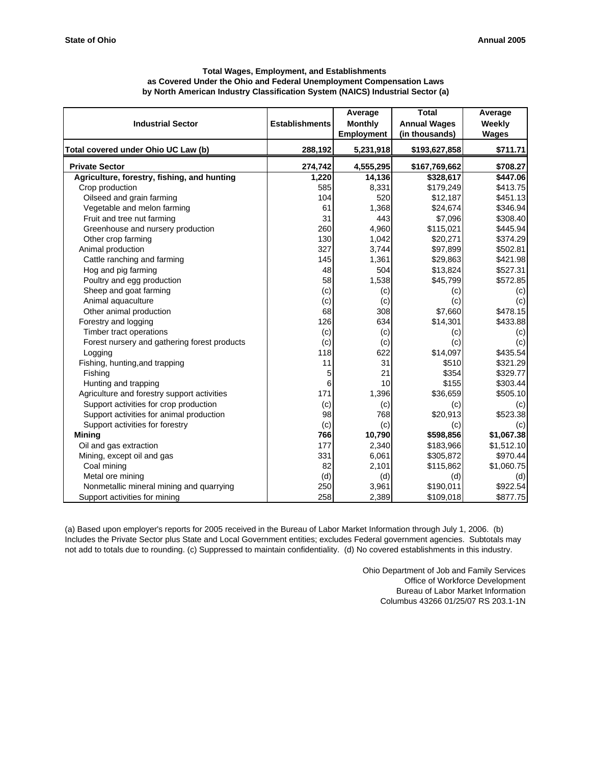**State of Ohio** **Annual 2005**

### Total Wages, Employment, and Establishments
### as Covered Under the Ohio and Federal Unemployment Compensation Laws
### by North American Industry Classification System (NAICS) Industrial Sector (a)

| Industrial Sector | Establishments | Average Monthly Employment | Total Annual Wages (in thousands) | Average Weekly Wages |
|---|---|---|---|---|
| **Total covered under Ohio UC Law (b)** | **288,192** | **5,231,918** | **$193,627,858** | **$711.71** |
| **Private Sector** | **274,742** | **4,555,295** | **$167,769,662** | **$708.27** |
| **Agriculture, forestry, fishing, and hunting** | **1,220** | **14,136** | **$328,617** | **$447.06** |
| Crop production | 585 | 8,331 | $179,249 | $413.75 |
| Oilseed and grain farming | 104 | 520 | $12,187 | $451.13 |
| Vegetable and melon farming | 61 | 1,368 | $24,674 | $346.94 |
| Fruit and tree nut farming | 31 | 443 | $7,096 | $308.40 |
| Greenhouse and nursery production | 260 | 4,960 | $115,021 | $445.94 |
| Other crop farming | 130 | 1,042 | $20,271 | $374.29 |
| Animal production | 327 | 3,744 | $97,899 | $502.81 |
| Cattle ranching and farming | 145 | 1,361 | $29,863 | $421.98 |
| Hog and pig farming | 48 | 504 | $13,824 | $527.31 |
| Poultry and egg production | 58 | 1,538 | $45,799 | $572.85 |
| Sheep and goat farming | (c) | (c) | (c) | (c) |
| Animal aquaculture | (c) | (c) | (c) | (c) |
| Other animal production | 68 | 308 | $7,660 | $478.15 |
| Forestry and logging | 126 | 634 | $14,301 | $433.88 |
| Timber tract operations | (c) | (c) | (c) | (c) |
| Forest nursery and gathering forest products | (c) | (c) | (c) | (c) |
| Logging | 118 | 622 | $14,097 | $435.54 |
| Fishing, hunting,and trapping | 11 | 31 | $510 | $321.29 |
| Fishing | 5 | 21 | $354 | $329.77 |
| Hunting and trapping | 6 | 10 | $155 | $303.44 |
| Agriculture and forestry support activities | 171 | 1,396 | $36,659 | $505.10 |
| Support activities for crop production | (c) | (c) | (c) | (c) |
| Support activities for animal production | 98 | 768 | $20,913 | $523.38 |
| Support activities for forestry | (c) | (c) | (c) | (c) |
| **Mining** | **766** | **10,790** | **$598,856** | **$1,067.38** |
| Oil and gas extraction | 177 | 2,340 | $183,966 | $1,512.10 |
| Mining, except oil and gas | 331 | 6,061 | $305,872 | $970.44 |
| Coal mining | 82 | 2,101 | $115,862 | $1,060.75 |
| Metal ore mining | (d) | (d) | (d) | (d) |
| Nonmetallic mineral mining and quarrying | 250 | 3,961 | $190,011 | $922.54 |
| Support activities for mining | 258 | 2,389 | $109,018 | $877.75 |

(a) Based upon employer's reports for 2005 received in the Bureau of Labor Market Information through July 1, 2006. (b) Includes the Private Sector plus State and Local Government entities; excludes Federal government agencies. Subtotals may not add to totals due to rounding. (c) Suppressed to maintain confidentiality. (d) No covered establishments in this industry.

Ohio Department of Job and Family Services
Office of Workforce Development
Bureau of Labor Market Information
Columbus 43266 01/25/07 RS 203.1-1N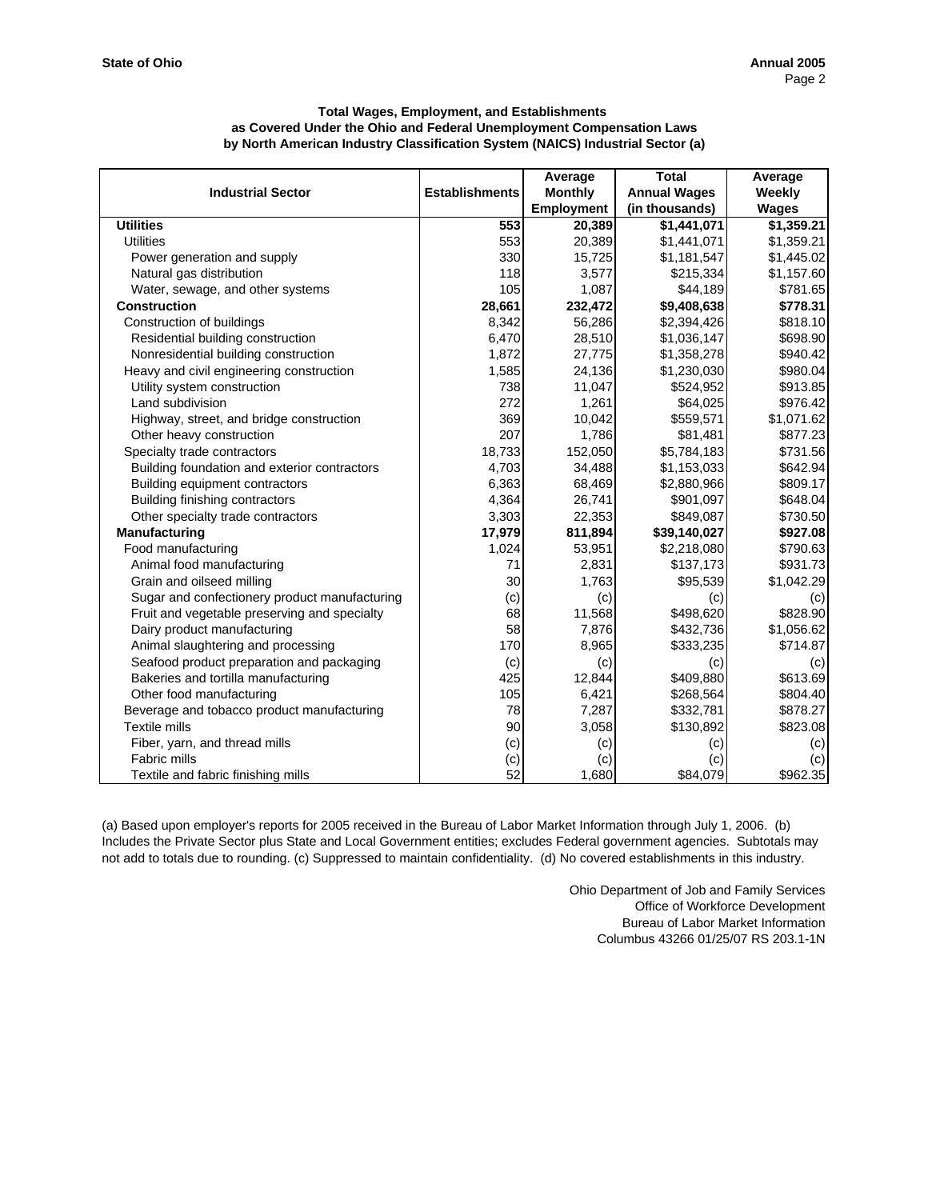**State of Ohio** **Annual 2005**

### Total Wages, Employment, and Establishments
### as Covered Under the Ohio and Federal Unemployment Compensation Laws
### by North American Industry Classification System (NAICS) Industrial Sector (a)

| Industrial Sector | Establishments | Average Monthly Employment | Total Annual Wages (in thousands) | Average Weekly Wages |
|---|---|---|---|---|
| **Utilities** | **553** | **20,389** | **$1,441,071** | **$1,359.21** |
| Utilities | 553 | 20,389 | $1,441,071 | $1,359.21 |
| Power generation and supply | 330 | 15,725 | $1,181,547 | $1,445.02 |
| Natural gas distribution | 118 | 3,577 | $215,334 | $1,157.60 |
| Water, sewage, and other systems | 105 | 1,087 | $44,189 | $781.65 |
| **Construction** | **28,661** | **232,472** | **$9,408,638** | **$778.31** |
| Construction of buildings | 8,342 | 56,286 | $2,394,426 | $818.10 |
| Residential building construction | 6,470 | 28,510 | $1,036,147 | $698.90 |
| Nonresidential building construction | 1,872 | 27,775 | $1,358,278 | $940.42 |
| Heavy and civil engineering construction | 1,585 | 24,136 | $1,230,030 | $980.04 |
| Utility system construction | 738 | 11,047 | $524,952 | $913.85 |
| Land subdivision | 272 | 1,261 | $64,025 | $976.42 |
| Highway, street, and bridge construction | 369 | 10,042 | $559,571 | $1,071.62 |
| Other heavy construction | 207 | 1,786 | $81,481 | $877.23 |
| Specialty trade contractors | 18,733 | 152,050 | $5,784,183 | $731.56 |
| Building foundation and exterior contractors | 4,703 | 34,488 | $1,153,033 | $642.94 |
| Building equipment contractors | 6,363 | 68,469 | $2,880,966 | $809.17 |
| Building finishing contractors | 4,364 | 26,741 | $901,097 | $648.04 |
| Other specialty trade contractors | 3,303 | 22,353 | $849,087 | $730.50 |
| **Manufacturing** | **17,979** | **811,894** | **$39,140,027** | **$927.08** |
| Food manufacturing | 1,024 | 53,951 | $2,218,080 | $790.63 |
| Animal food manufacturing | 71 | 2,831 | $137,173 | $931.73 |
| Grain and oilseed milling | 30 | 1,763 | $95,539 | $1,042.29 |
| Sugar and confectionery product manufacturing | (c) | (c) | (c) | (c) |
| Fruit and vegetable preserving and specialty | 68 | 11,568 | $498,620 | $828.90 |
| Dairy product manufacturing | 58 | 7,876 | $432,736 | $1,056.62 |
| Animal slaughtering and processing | 170 | 8,965 | $333,235 | $714.87 |
| Seafood product preparation and packaging | (c) | (c) | (c) | (c) |
| Bakeries and tortilla manufacturing | 425 | 12,844 | $409,880 | $613.69 |
| Other food manufacturing | 105 | 6,421 | $268,564 | $804.40 |
| Beverage and tobacco product manufacturing | 78 | 7,287 | $332,781 | $878.27 |
| Textile mills | 90 | 3,058 | $130,892 | $823.08 |
| Fiber, yarn, and thread mills | (c) | (c) | (c) | (c) |
| Fabric mills | (c) | (c) | (c) | (c) |
| Textile and fabric finishing mills | 52 | 1,680 | $84,079 | $962.35 |

(a) Based upon employer's reports for 2005 received in the Bureau of Labor Market Information through July 1, 2006. (b) Includes the Private Sector plus State and Local Government entities; excludes Federal government agencies. Subtotals may not add to totals due to rounding. (c) Suppressed to maintain confidentiality. (d) No covered establishments in this industry.

Ohio Department of Job and Family Services
Office of Workforce Development
Bureau of Labor Market Information
Columbus 43266 01/25/07 RS 203.1-1N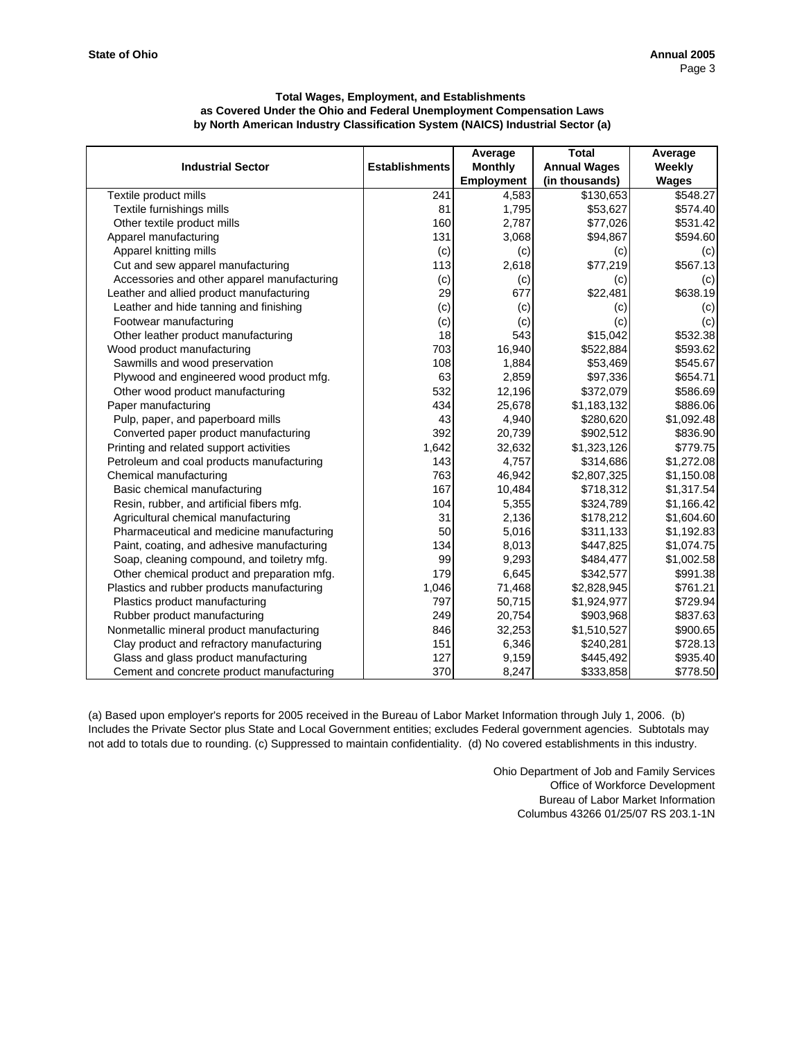**State of Ohio** | **Annual 2005**

### Total Wages, Employment, and Establishments as Covered Under the Ohio and Federal Unemployment Compensation Laws by North American Industry Classification System (NAICS) Industrial Sector (a)

| Industrial Sector | Establishments | Average Monthly Employment | Total Annual Wages (in thousands) | Average Weekly Wages |
|---|---|---|---|---|
| Textile product mills | 241 | 4,583 | $130,653 | $548.27 |
| Textile furnishings mills | 81 | 1,795 | $53,627 | $574.40 |
| Other textile product mills | 160 | 2,787 | $77,026 | $531.42 |
| Apparel manufacturing | 131 | 3,068 | $94,867 | $594.60 |
| Apparel knitting mills | (c) | (c) | (c) | (c) |
| Cut and sew apparel manufacturing | 113 | 2,618 | $77,219 | $567.13 |
| Accessories and other apparel manufacturing | (c) | (c) | (c) | (c) |
| Leather and allied product manufacturing | 29 | 677 | $22,481 | $638.19 |
| Leather and hide tanning and finishing | (c) | (c) | (c) | (c) |
| Footwear manufacturing | (c) | (c) | (c) | (c) |
| Other leather product manufacturing | 18 | 543 | $15,042 | $532.38 |
| Wood product manufacturing | 703 | 16,940 | $522,884 | $593.62 |
| Sawmills and wood preservation | 108 | 1,884 | $53,469 | $545.67 |
| Plywood and engineered wood product mfg. | 63 | 2,859 | $97,336 | $654.71 |
| Other wood product manufacturing | 532 | 12,196 | $372,079 | $586.69 |
| Paper manufacturing | 434 | 25,678 | $1,183,132 | $886.06 |
| Pulp, paper, and paperboard mills | 43 | 4,940 | $280,620 | $1,092.48 |
| Converted paper product manufacturing | 392 | 20,739 | $902,512 | $836.90 |
| Printing and related support activities | 1,642 | 32,632 | $1,323,126 | $779.75 |
| Petroleum and coal products manufacturing | 143 | 4,757 | $314,686 | $1,272.08 |
| Chemical manufacturing | 763 | 46,942 | $2,807,325 | $1,150.08 |
| Basic chemical manufacturing | 167 | 10,484 | $718,312 | $1,317.54 |
| Resin, rubber, and artificial fibers mfg. | 104 | 5,355 | $324,789 | $1,166.42 |
| Agricultural chemical manufacturing | 31 | 2,136 | $178,212 | $1,604.60 |
| Pharmaceutical and medicine manufacturing | 50 | 5,016 | $311,133 | $1,192.83 |
| Paint, coating, and adhesive manufacturing | 134 | 8,013 | $447,825 | $1,074.75 |
| Soap, cleaning compound, and toiletry mfg. | 99 | 9,293 | $484,477 | $1,002.58 |
| Other chemical product and preparation mfg. | 179 | 6,645 | $342,577 | $991.38 |
| Plastics and rubber products manufacturing | 1,046 | 71,468 | $2,828,945 | $761.21 |
| Plastics product manufacturing | 797 | 50,715 | $1,924,977 | $729.94 |
| Rubber product manufacturing | 249 | 20,754 | $903,968 | $837.63 |
| Nonmetallic mineral product manufacturing | 846 | 32,253 | $1,510,527 | $900.65 |
| Clay product and refractory manufacturing | 151 | 6,346 | $240,281 | $728.13 |
| Glass and glass product manufacturing | 127 | 9,159 | $445,492 | $935.40 |
| Cement and concrete product manufacturing | 370 | 8,247 | $333,858 | $778.50 |

(a) Based upon employer's reports for 2005 received in the Bureau of Labor Market Information through July 1, 2006. (b) Includes the Private Sector plus State and Local Government entities; excludes Federal government agencies. Subtotals may not add to totals due to rounding. (c) Suppressed to maintain confidentiality. (d) No covered establishments in this industry.

Ohio Department of Job and Family Services
Office of Workforce Development
Bureau of Labor Market Information
Columbus 43266 01/25/07 RS 203.1-1N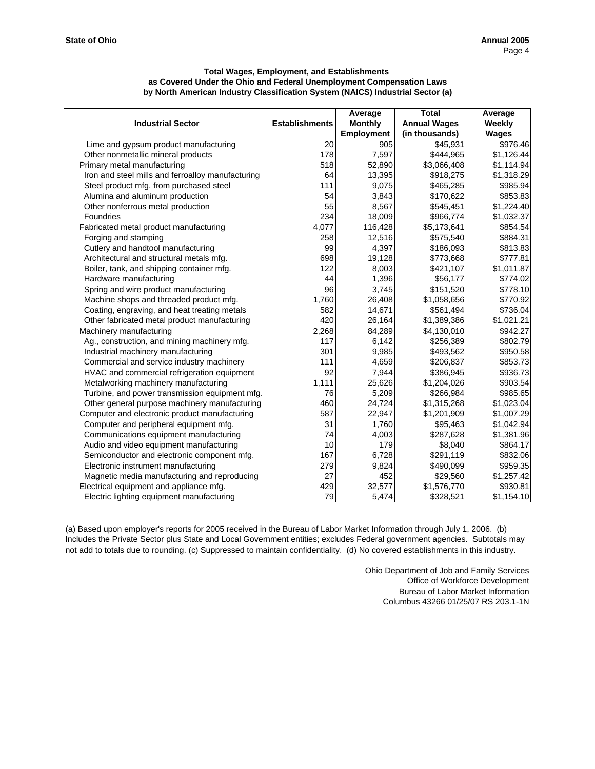**State of Ohio** **Annual 2005**

### Total Wages, Employment, and Establishments as Covered Under the Ohio and Federal Unemployment Compensation Laws by North American Industry Classification System (NAICS) Industrial Sector (a)

| Industrial Sector | Establishments | Average Monthly Employment | Total Annual Wages (in thousands) | Average Weekly Wages |
|---|---|---|---|---|
| Lime and gypsum product manufacturing | 20 | 905 | $45,931 | $976.46 |
| Other nonmetallic mineral products | 178 | 7,597 | $444,965 | $1,126.44 |
| Primary metal manufacturing | 518 | 52,890 | $3,066,408 | $1,114.94 |
| Iron and steel mills and ferroalloy manufacturing | 64 | 13,395 | $918,275 | $1,318.29 |
| Steel product mfg. from purchased steel | 111 | 9,075 | $465,285 | $985.94 |
| Alumina and aluminum production | 54 | 3,843 | $170,622 | $853.83 |
| Other nonferrous metal production | 55 | 8,567 | $545,451 | $1,224.40 |
| Foundries | 234 | 18,009 | $966,774 | $1,032.37 |
| Fabricated metal product manufacturing | 4,077 | 116,428 | $5,173,641 | $854.54 |
| Forging and stamping | 258 | 12,516 | $575,540 | $884.31 |
| Cutlery and handtool manufacturing | 99 | 4,397 | $186,093 | $813.83 |
| Architectural and structural metals mfg. | 698 | 19,128 | $773,668 | $777.81 |
| Boiler, tank, and shipping container mfg. | 122 | 8,003 | $421,107 | $1,011.87 |
| Hardware manufacturing | 44 | 1,396 | $56,177 | $774.02 |
| Spring and wire product manufacturing | 96 | 3,745 | $151,520 | $778.10 |
| Machine shops and threaded product mfg. | 1,760 | 26,408 | $1,058,656 | $770.92 |
| Coating, engraving, and heat treating metals | 582 | 14,671 | $561,494 | $736.04 |
| Other fabricated metal product manufacturing | 420 | 26,164 | $1,389,386 | $1,021.21 |
| Machinery manufacturing | 2,268 | 84,289 | $4,130,010 | $942.27 |
| Ag., construction, and mining machinery mfg. | 117 | 6,142 | $256,389 | $802.79 |
| Industrial machinery manufacturing | 301 | 9,985 | $493,562 | $950.58 |
| Commercial and service industry machinery | 111 | 4,659 | $206,837 | $853.73 |
| HVAC and commercial refrigeration equipment | 92 | 7,944 | $386,945 | $936.73 |
| Metalworking machinery manufacturing | 1,111 | 25,626 | $1,204,026 | $903.54 |
| Turbine, and power transmission equipment mfg. | 76 | 5,209 | $266,984 | $985.65 |
| Other general purpose machinery manufacturing | 460 | 24,724 | $1,315,268 | $1,023.04 |
| Computer and electronic product manufacturing | 587 | 22,947 | $1,201,909 | $1,007.29 |
| Computer and peripheral equipment mfg. | 31 | 1,760 | $95,463 | $1,042.94 |
| Communications equipment manufacturing | 74 | 4,003 | $287,628 | $1,381.96 |
| Audio and video equipment manufacturing | 10 | 179 | $8,040 | $864.17 |
| Semiconductor and electronic component mfg. | 167 | 6,728 | $291,119 | $832.06 |
| Electronic instrument manufacturing | 279 | 9,824 | $490,099 | $959.35 |
| Magnetic media manufacturing and reproducing | 27 | 452 | $29,560 | $1,257.42 |
| Electrical equipment and appliance mfg. | 429 | 32,577 | $1,576,770 | $930.81 |
| Electric lighting equipment manufacturing | 79 | 5,474 | $328,521 | $1,154.10 |

(a) Based upon employer's reports for 2005 received in the Bureau of Labor Market Information through July 1, 2006. (b) Includes the Private Sector plus State and Local Government entities; excludes Federal government agencies. Subtotals may not add to totals due to rounding. (c) Suppressed to maintain confidentiality. (d) No covered establishments in this industry.

Ohio Department of Job and Family Services
Office of Workforce Development
Bureau of Labor Market Information
Columbus 43266 01/25/07 RS 203.1-1N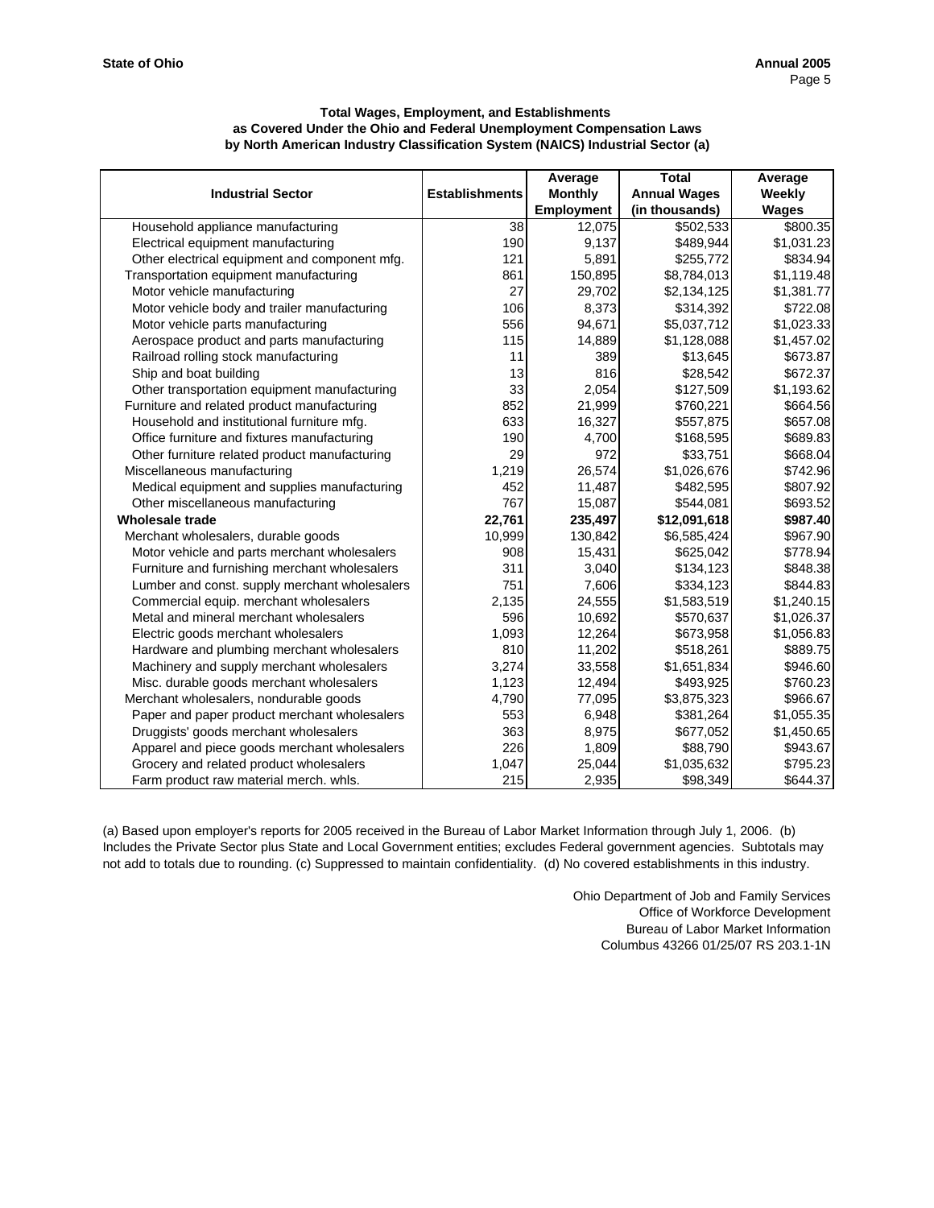**State of Ohio** **Annual 2005**

**Total Wages, Employment, and Establishments**
**as Covered Under the Ohio and Federal Unemployment Compensation Laws**
**by North American Industry Classification System (NAICS) Industrial Sector (a)**

| Industrial Sector | Establishments | Average Monthly Employment | Total Annual Wages (in thousands) | Average Weekly Wages |
|---|---|---|---|---|
| Household appliance manufacturing | 38 | 12,075 | $502,533 | $800.35 |
| Electrical equipment manufacturing | 190 | 9,137 | $489,944 | $1,031.23 |
| Other electrical equipment and component mfg. | 121 | 5,891 | $255,772 | $834.94 |
| Transportation equipment manufacturing | 861 | 150,895 | $8,784,013 | $1,119.48 |
| Motor vehicle manufacturing | 27 | 29,702 | $2,134,125 | $1,381.77 |
| Motor vehicle body and trailer manufacturing | 106 | 8,373 | $314,392 | $722.08 |
| Motor vehicle parts manufacturing | 556 | 94,671 | $5,037,712 | $1,023.33 |
| Aerospace product and parts manufacturing | 115 | 14,889 | $1,128,088 | $1,457.02 |
| Railroad rolling stock manufacturing | 11 | 389 | $13,645 | $673.87 |
| Ship and boat building | 13 | 816 | $28,542 | $672.37 |
| Other transportation equipment manufacturing | 33 | 2,054 | $127,509 | $1,193.62 |
| Furniture and related product manufacturing | 852 | 21,999 | $760,221 | $664.56 |
| Household and institutional furniture mfg. | 633 | 16,327 | $557,875 | $657.08 |
| Office furniture and fixtures manufacturing | 190 | 4,700 | $168,595 | $689.83 |
| Other furniture related product manufacturing | 29 | 972 | $33,751 | $668.04 |
| Miscellaneous manufacturing | 1,219 | 26,574 | $1,026,676 | $742.96 |
| Medical equipment and supplies manufacturing | 452 | 11,487 | $482,595 | $807.92 |
| Other miscellaneous manufacturing | 767 | 15,087 | $544,081 | $693.52 |
| **Wholesale trade** | **22,761** | **235,497** | **$12,091,618** | **$987.40** |
| Merchant wholesalers, durable goods | 10,999 | 130,842 | $6,585,424 | $967.90 |
| Motor vehicle and parts merchant wholesalers | 908 | 15,431 | $625,042 | $778.94 |
| Furniture and furnishing merchant wholesalers | 311 | 3,040 | $134,123 | $848.38 |
| Lumber and const. supply merchant wholesalers | 751 | 7,606 | $334,123 | $844.83 |
| Commercial equip. merchant wholesalers | 2,135 | 24,555 | $1,583,519 | $1,240.15 |
| Metal and mineral merchant wholesalers | 596 | 10,692 | $570,637 | $1,026.37 |
| Electric goods merchant wholesalers | 1,093 | 12,264 | $673,958 | $1,056.83 |
| Hardware and plumbing merchant wholesalers | 810 | 11,202 | $518,261 | $889.75 |
| Machinery and supply merchant wholesalers | 3,274 | 33,558 | $1,651,834 | $946.60 |
| Misc. durable goods merchant wholesalers | 1,123 | 12,494 | $493,925 | $760.23 |
| Merchant wholesalers, nondurable goods | 4,790 | 77,095 | $3,875,323 | $966.67 |
| Paper and paper product merchant wholesalers | 553 | 6,948 | $381,264 | $1,055.35 |
| Druggists' goods merchant wholesalers | 363 | 8,975 | $677,052 | $1,450.65 |
| Apparel and piece goods merchant wholesalers | 226 | 1,809 | $88,790 | $943.67 |
| Grocery and related product wholesalers | 1,047 | 25,044 | $1,035,632 | $795.23 |
| Farm product raw material merch. whls. | 215 | 2,935 | $98,349 | $644.37 |

(a) Based upon employer's reports for 2005 received in the Bureau of Labor Market Information through July 1, 2006. (b) Includes the Private Sector plus State and Local Government entities; excludes Federal government agencies. Subtotals may not add to totals due to rounding. (c) Suppressed to maintain confidentiality. (d) No covered establishments in this industry.

Ohio Department of Job and Family Services
Office of Workforce Development
Bureau of Labor Market Information
Columbus 43266 01/25/07 RS 203.1-1N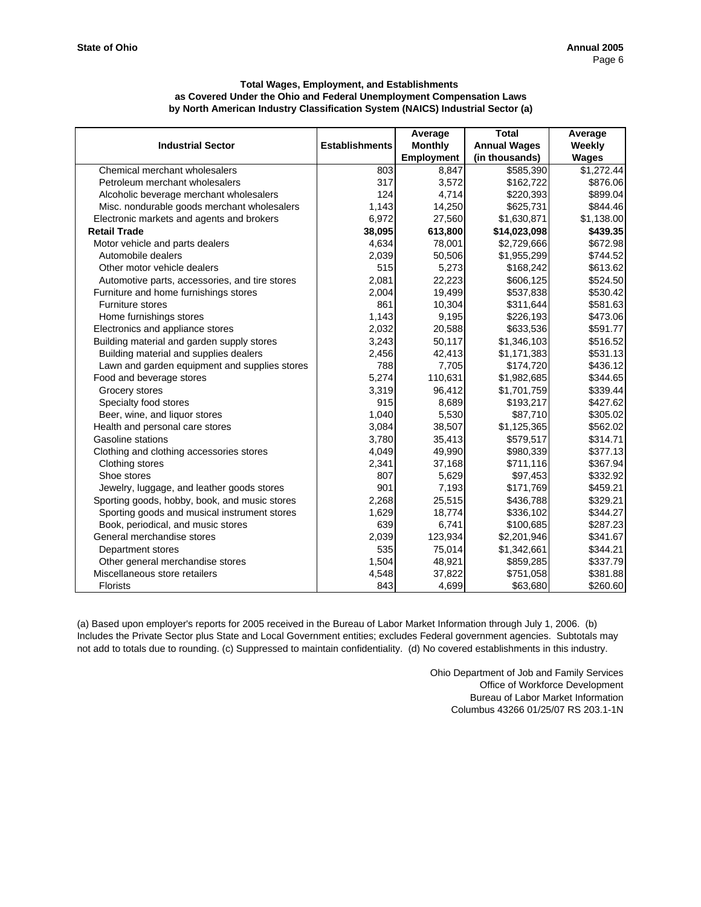**State of Ohio** **Annual 2005**

### Total Wages, Employment, and Establishments as Covered Under the Ohio and Federal Unemployment Compensation Laws by North American Industry Classification System (NAICS) Industrial Sector (a)

| Industrial Sector | Establishments | Average Monthly Employment | Total Annual Wages (in thousands) | Average Weekly Wages |
|---|---|---|---|---|
| Chemical merchant wholesalers | 803 | 8,847 | $585,390 | $1,272.44 |
| Petroleum merchant wholesalers | 317 | 3,572 | $162,722 | $876.06 |
| Alcoholic beverage merchant wholesalers | 124 | 4,714 | $220,393 | $899.04 |
| Misc. nondurable goods merchant wholesalers | 1,143 | 14,250 | $625,731 | $844.46 |
| Electronic markets and agents and brokers | 6,972 | 27,560 | $1,630,871 | $1,138.00 |
| **Retail Trade** | **38,095** | **613,800** | **$14,023,098** | **$439.35** |
| Motor vehicle and parts dealers | 4,634 | 78,001 | $2,729,666 | $672.98 |
| Automobile dealers | 2,039 | 50,506 | $1,955,299 | $744.52 |
| Other motor vehicle dealers | 515 | 5,273 | $168,242 | $613.62 |
| Automotive parts, accessories, and tire stores | 2,081 | 22,223 | $606,125 | $524.50 |
| Furniture and home furnishings stores | 2,004 | 19,499 | $537,838 | $530.42 |
| Furniture stores | 861 | 10,304 | $311,644 | $581.63 |
| Home furnishings stores | 1,143 | 9,195 | $226,193 | $473.06 |
| Electronics and appliance stores | 2,032 | 20,588 | $633,536 | $591.77 |
| Building material and garden supply stores | 3,243 | 50,117 | $1,346,103 | $516.52 |
| Building material and supplies dealers | 2,456 | 42,413 | $1,171,383 | $531.13 |
| Lawn and garden equipment and supplies stores | 788 | 7,705 | $174,720 | $436.12 |
| Food and beverage stores | 5,274 | 110,631 | $1,982,685 | $344.65 |
| Grocery stores | 3,319 | 96,412 | $1,701,759 | $339.44 |
| Specialty food stores | 915 | 8,689 | $193,217 | $427.62 |
| Beer, wine, and liquor stores | 1,040 | 5,530 | $87,710 | $305.02 |
| Health and personal care stores | 3,084 | 38,507 | $1,125,365 | $562.02 |
| Gasoline stations | 3,780 | 35,413 | $579,517 | $314.71 |
| Clothing and clothing accessories stores | 4,049 | 49,990 | $980,339 | $377.13 |
| Clothing stores | 2,341 | 37,168 | $711,116 | $367.94 |
| Shoe stores | 807 | 5,629 | $97,453 | $332.92 |
| Jewelry, luggage, and leather goods stores | 901 | 7,193 | $171,769 | $459.21 |
| Sporting goods, hobby, book, and music stores | 2,268 | 25,515 | $436,788 | $329.21 |
| Sporting goods and musical instrument stores | 1,629 | 18,774 | $336,102 | $344.27 |
| Book, periodical, and music stores | 639 | 6,741 | $100,685 | $287.23 |
| General merchandise stores | 2,039 | 123,934 | $2,201,946 | $341.67 |
| Department stores | 535 | 75,014 | $1,342,661 | $344.21 |
| Other general merchandise stores | 1,504 | 48,921 | $859,285 | $337.79 |
| Miscellaneous store retailers | 4,548 | 37,822 | $751,058 | $381.88 |
| Florists | 843 | 4,699 | $63,680 | $260.60 |

(a) Based upon employer's reports for 2005 received in the Bureau of Labor Market Information through July 1, 2006. (b) Includes the Private Sector plus State and Local Government entities; excludes Federal government agencies. Subtotals may not add to totals due to rounding. (c) Suppressed to maintain confidentiality. (d) No covered establishments in this industry.

Ohio Department of Job and Family Services
Office of Workforce Development
Bureau of Labor Market Information
Columbus 43266 01/25/07 RS 203.1-1N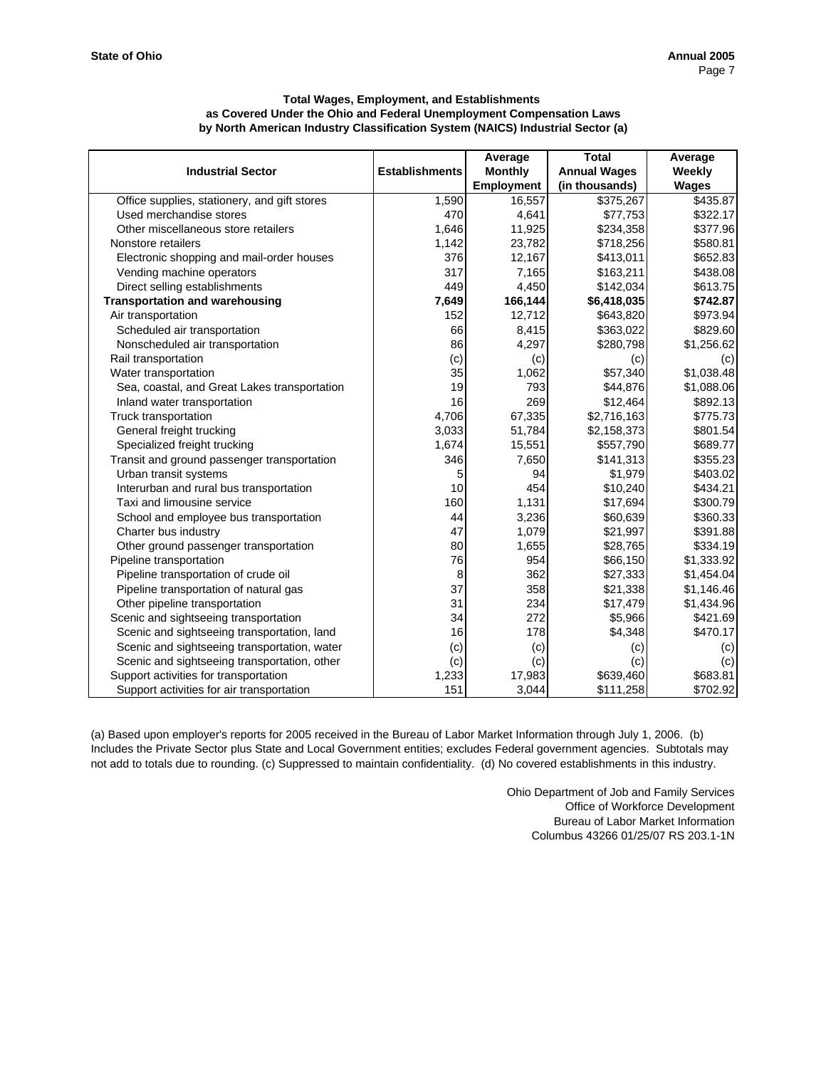**State of Ohio** **Annual 2005**

### Total Wages, Employment, and Establishments as Covered Under the Ohio and Federal Unemployment Compensation Laws by North American Industry Classification System (NAICS) Industrial Sector (a)

| Industrial Sector | Establishments | Average Monthly Employment | Total Annual Wages (in thousands) | Average Weekly Wages |
|---|---|---|---|---|
| Office supplies, stationery, and gift stores | 1,590 | 16,557 | $375,267 | $435.87 |
| Used merchandise stores | 470 | 4,641 | $77,753 | $322.17 |
| Other miscellaneous store retailers | 1,646 | 11,925 | $234,358 | $377.96 |
| Nonstore retailers | 1,142 | 23,782 | $718,256 | $580.81 |
| Electronic shopping and mail-order houses | 376 | 12,167 | $413,011 | $652.83 |
| Vending machine operators | 317 | 7,165 | $163,211 | $438.08 |
| Direct selling establishments | 449 | 4,450 | $142,034 | $613.75 |
| **Transportation and warehousing** | **7,649** | **166,144** | **$6,418,035** | **$742.87** |
| Air transportation | 152 | 12,712 | $643,820 | $973.94 |
| Scheduled air transportation | 66 | 8,415 | $363,022 | $829.60 |
| Nonscheduled air transportation | 86 | 4,297 | $280,798 | $1,256.62 |
| Rail transportation | (c) | (c) | (c) | (c) |
| Water transportation | 35 | 1,062 | $57,340 | $1,038.48 |
| Sea, coastal, and Great Lakes transportation | 19 | 793 | $44,876 | $1,088.06 |
| Inland water transportation | 16 | 269 | $12,464 | $892.13 |
| Truck transportation | 4,706 | 67,335 | $2,716,163 | $775.73 |
| General freight trucking | 3,033 | 51,784 | $2,158,373 | $801.54 |
| Specialized freight trucking | 1,674 | 15,551 | $557,790 | $689.77 |
| Transit and ground passenger transportation | 346 | 7,650 | $141,313 | $355.23 |
| Urban transit systems | 5 | 94 | $1,979 | $403.02 |
| Interurban and rural bus transportation | 10 | 454 | $10,240 | $434.21 |
| Taxi and limousine service | 160 | 1,131 | $17,694 | $300.79 |
| School and employee bus transportation | 44 | 3,236 | $60,639 | $360.33 |
| Charter bus industry | 47 | 1,079 | $21,997 | $391.88 |
| Other ground passenger transportation | 80 | 1,655 | $28,765 | $334.19 |
| Pipeline transportation | 76 | 954 | $66,150 | $1,333.92 |
| Pipeline transportation of crude oil | 8 | 362 | $27,333 | $1,454.04 |
| Pipeline transportation of natural gas | 37 | 358 | $21,338 | $1,146.46 |
| Other pipeline transportation | 31 | 234 | $17,479 | $1,434.96 |
| Scenic and sightseeing transportation | 34 | 272 | $5,966 | $421.69 |
| Scenic and sightseeing transportation, land | 16 | 178 | $4,348 | $470.17 |
| Scenic and sightseeing transportation, water | (c) | (c) | (c) | (c) |
| Scenic and sightseeing transportation, other | (c) | (c) | (c) | (c) |
| Support activities for transportation | 1,233 | 17,983 | $639,460 | $683.81 |
| Support activities for air transportation | 151 | 3,044 | $111,258 | $702.92 |

(a) Based upon employer's reports for 2005 received in the Bureau of Labor Market Information through July 1, 2006. (b) Includes the Private Sector plus State and Local Government entities; excludes Federal government agencies. Subtotals may not add to totals due to rounding. (c) Suppressed to maintain confidentiality. (d) No covered establishments in this industry.

Ohio Department of Job and Family Services
Office of Workforce Development
Bureau of Labor Market Information
Columbus 43266 01/25/07 RS 203.1-1N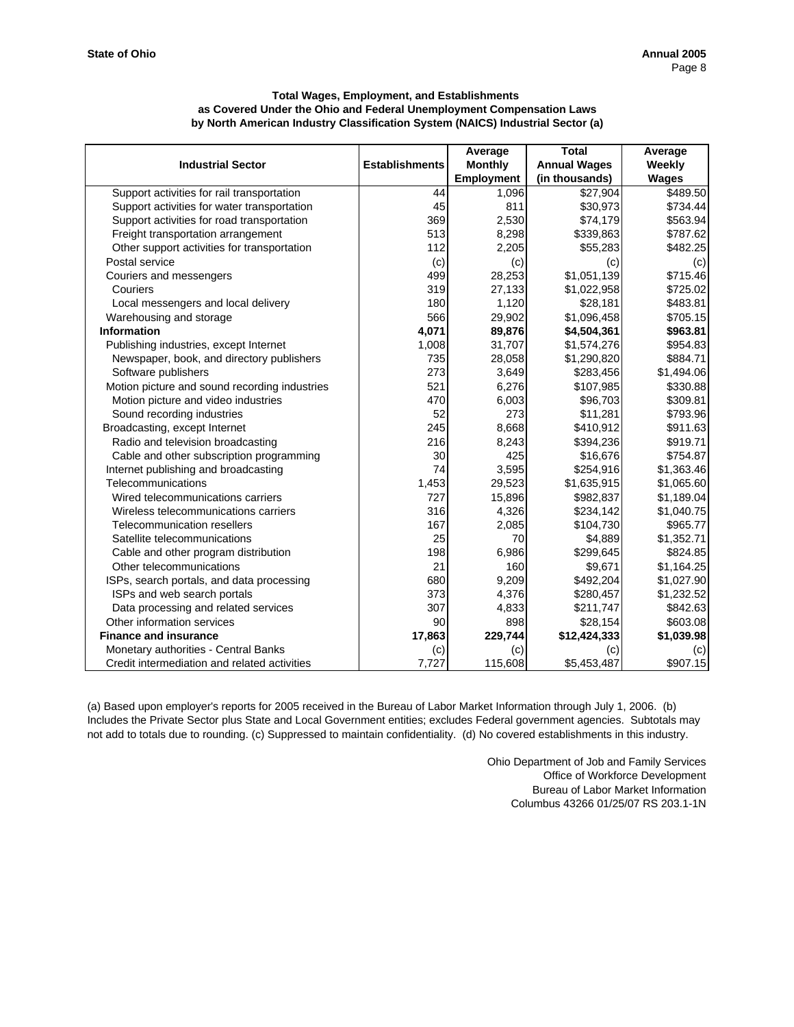**Total Wages, Employment, and Establishments as Covered Under the Ohio and Federal Unemployment Compensation Laws by North American Industry Classification System (NAICS) Industrial Sector (a)**

| Industrial Sector | Establishments | Average Monthly Employment | Total Annual Wages (in thousands) | Average Weekly Wages |
|---|---|---|---|---|
| Support activities for rail transportation | 44 | 1,096 | $27,904 | $489.50 |
| Support activities for water transportation | 45 | 811 | $30,973 | $734.44 |
| Support activities for road transportation | 369 | 2,530 | $74,179 | $563.94 |
| Freight transportation arrangement | 513 | 8,298 | $339,863 | $787.62 |
| Other support activities for transportation | 112 | 2,205 | $55,283 | $482.25 |
| Postal service | (c) | (c) | (c) | (c) |
| Couriers and messengers | 499 | 28,253 | $1,051,139 | $715.46 |
| Couriers | 319 | 27,133 | $1,022,958 | $725.02 |
| Local messengers and local delivery | 180 | 1,120 | $28,181 | $483.81 |
| Warehousing and storage | 566 | 29,902 | $1,096,458 | $705.15 |
| **Information** | **4,071** | **89,876** | **$4,504,361** | **$963.81** |
| Publishing industries, except Internet | 1,008 | 31,707 | $1,574,276 | $954.83 |
| Newspaper, book, and directory publishers | 735 | 28,058 | $1,290,820 | $884.71 |
| Software publishers | 273 | 3,649 | $283,456 | $1,494.06 |
| Motion picture and sound recording industries | 521 | 6,276 | $107,985 | $330.88 |
| Motion picture and video industries | 470 | 6,003 | $96,703 | $309.81 |
| Sound recording industries | 52 | 273 | $11,281 | $793.96 |
| Broadcasting, except Internet | 245 | 8,668 | $410,912 | $911.63 |
| Radio and television broadcasting | 216 | 8,243 | $394,236 | $919.71 |
| Cable and other subscription programming | 30 | 425 | $16,676 | $754.87 |
| Internet publishing and broadcasting | 74 | 3,595 | $254,916 | $1,363.46 |
| Telecommunications | 1,453 | 29,523 | $1,635,915 | $1,065.60 |
| Wired telecommunications carriers | 727 | 15,896 | $982,837 | $1,189.04 |
| Wireless telecommunications carriers | 316 | 4,326 | $234,142 | $1,040.75 |
| Telecommunication resellers | 167 | 2,085 | $104,730 | $965.77 |
| Satellite telecommunications | 25 | 70 | $4,889 | $1,352.71 |
| Cable and other program distribution | 198 | 6,986 | $299,645 | $824.85 |
| Other telecommunications | 21 | 160 | $9,671 | $1,164.25 |
| ISPs, search portals, and data processing | 680 | 9,209 | $492,204 | $1,027.90 |
| ISPs and web search portals | 373 | 4,376 | $280,457 | $1,232.52 |
| Data processing and related services | 307 | 4,833 | $211,747 | $842.63 |
| Other information services | 90 | 898 | $28,154 | $603.08 |
| **Finance and insurance** | **17,863** | **229,744** | **$12,424,333** | **$1,039.98** |
| Monetary authorities - Central Banks | (c) | (c) | (c) | (c) |
| Credit intermediation and related activities | 7,727 | 115,608 | $5,453,487 | $907.15 |

(a) Based upon employer's reports for 2005 received in the Bureau of Labor Market Information through July 1, 2006. (b) Includes the Private Sector plus State and Local Government entities; excludes Federal government agencies. Subtotals may not add to totals due to rounding. (c) Suppressed to maintain confidentiality. (d) No covered establishments in this industry.

Ohio Department of Job and Family Services
Office of Workforce Development
Bureau of Labor Market Information
Columbus 43266 01/25/07 RS 203.1-1N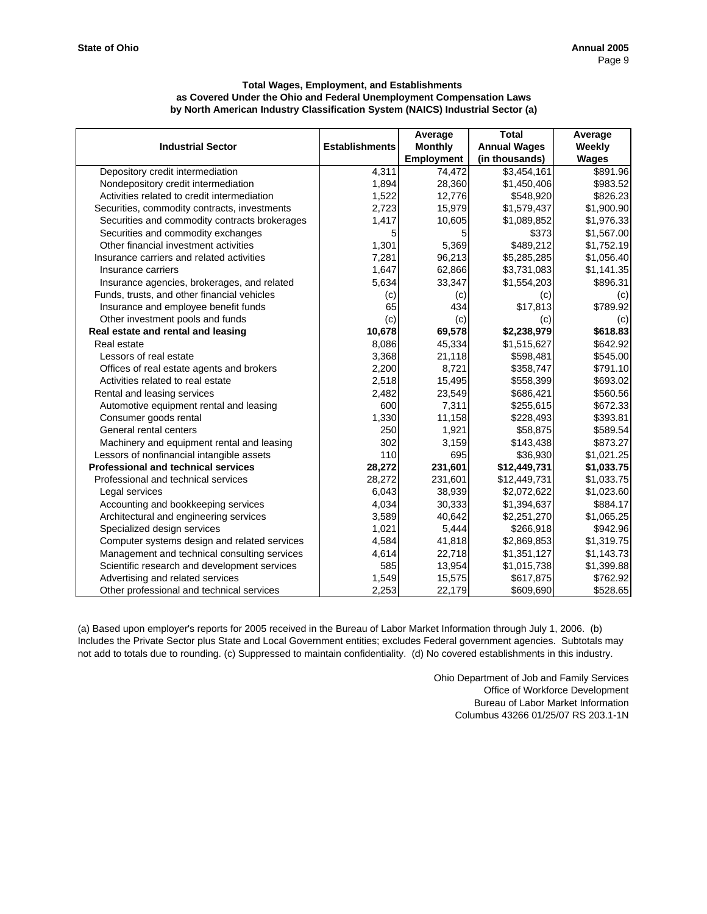### Total Wages, Employment, and Establishments as Covered Under the Ohio and Federal Unemployment Compensation Laws by North American Industry Classification System (NAICS) Industrial Sector (a)

| Industrial Sector | Establishments | Average Monthly Employment | Total Annual Wages (in thousands) | Average Weekly Wages |
|---|---|---|---|---|
| Depository credit intermediation | 4,311 | 74,472 | $3,454,161 | $891.96 |
| Nondepository credit intermediation | 1,894 | 28,360 | $1,450,406 | $983.52 |
| Activities related to credit intermediation | 1,522 | 12,776 | $548,920 | $826.23 |
| Securities, commodity contracts, investments | 2,723 | 15,979 | $1,579,437 | $1,900.90 |
| Securities and commodity contracts brokerages | 1,417 | 10,605 | $1,089,852 | $1,976.33 |
| Securities and commodity exchanges | 5 | 5 | $373 | $1,567.00 |
| Other financial investment activities | 1,301 | 5,369 | $489,212 | $1,752.19 |
| Insurance carriers and related activities | 7,281 | 96,213 | $5,285,285 | $1,056.40 |
| Insurance carriers | 1,647 | 62,866 | $3,731,083 | $1,141.35 |
| Insurance agencies, brokerages, and related | 5,634 | 33,347 | $1,554,203 | $896.31 |
| Funds, trusts, and other financial vehicles | (c) | (c) | (c) | (c) |
| Insurance and employee benefit funds | 65 | 434 | $17,813 | $789.92 |
| Other investment pools and funds | (c) | (c) | (c) | (c) |
| **Real estate and rental and leasing** | **10,678** | **69,578** | **$2,238,979** | **$618.83** |
| Real estate | 8,086 | 45,334 | $1,515,627 | $642.92 |
| Lessors of real estate | 3,368 | 21,118 | $598,481 | $545.00 |
| Offices of real estate agents and brokers | 2,200 | 8,721 | $358,747 | $791.10 |
| Activities related to real estate | 2,518 | 15,495 | $558,399 | $693.02 |
| Rental and leasing services | 2,482 | 23,549 | $686,421 | $560.56 |
| Automotive equipment rental and leasing | 600 | 7,311 | $255,615 | $672.33 |
| Consumer goods rental | 1,330 | 11,158 | $228,493 | $393.81 |
| General rental centers | 250 | 1,921 | $58,875 | $589.54 |
| Machinery and equipment rental and leasing | 302 | 3,159 | $143,438 | $873.27 |
| Lessors of nonfinancial intangible assets | 110 | 695 | $36,930 | $1,021.25 |
| **Professional and technical services** | **28,272** | **231,601** | **$12,449,731** | **$1,033.75** |
| Professional and technical services | 28,272 | 231,601 | $12,449,731 | $1,033.75 |
| Legal services | 6,043 | 38,939 | $2,072,622 | $1,023.60 |
| Accounting and bookkeeping services | 4,034 | 30,333 | $1,394,637 | $884.17 |
| Architectural and engineering services | 3,589 | 40,642 | $2,251,270 | $1,065.25 |
| Specialized design services | 1,021 | 5,444 | $266,918 | $942.96 |
| Computer systems design and related services | 4,584 | 41,818 | $2,869,853 | $1,319.75 |
| Management and technical consulting services | 4,614 | 22,718 | $1,351,127 | $1,143.73 |
| Scientific research and development services | 585 | 13,954 | $1,015,738 | $1,399.88 |
| Advertising and related services | 1,549 | 15,575 | $617,875 | $762.92 |
| Other professional and technical services | 2,253 | 22,179 | $609,690 | $528.65 |

(a) Based upon employer's reports for 2005 received in the Bureau of Labor Market Information through July 1, 2006. (b) Includes the Private Sector plus State and Local Government entities; excludes Federal government agencies. Subtotals may not add to totals due to rounding. (c) Suppressed to maintain confidentiality. (d) No covered establishments in this industry.

Ohio Department of Job and Family Services
Office of Workforce Development
Bureau of Labor Market Information
Columbus 43266 01/25/07 RS 203.1-1N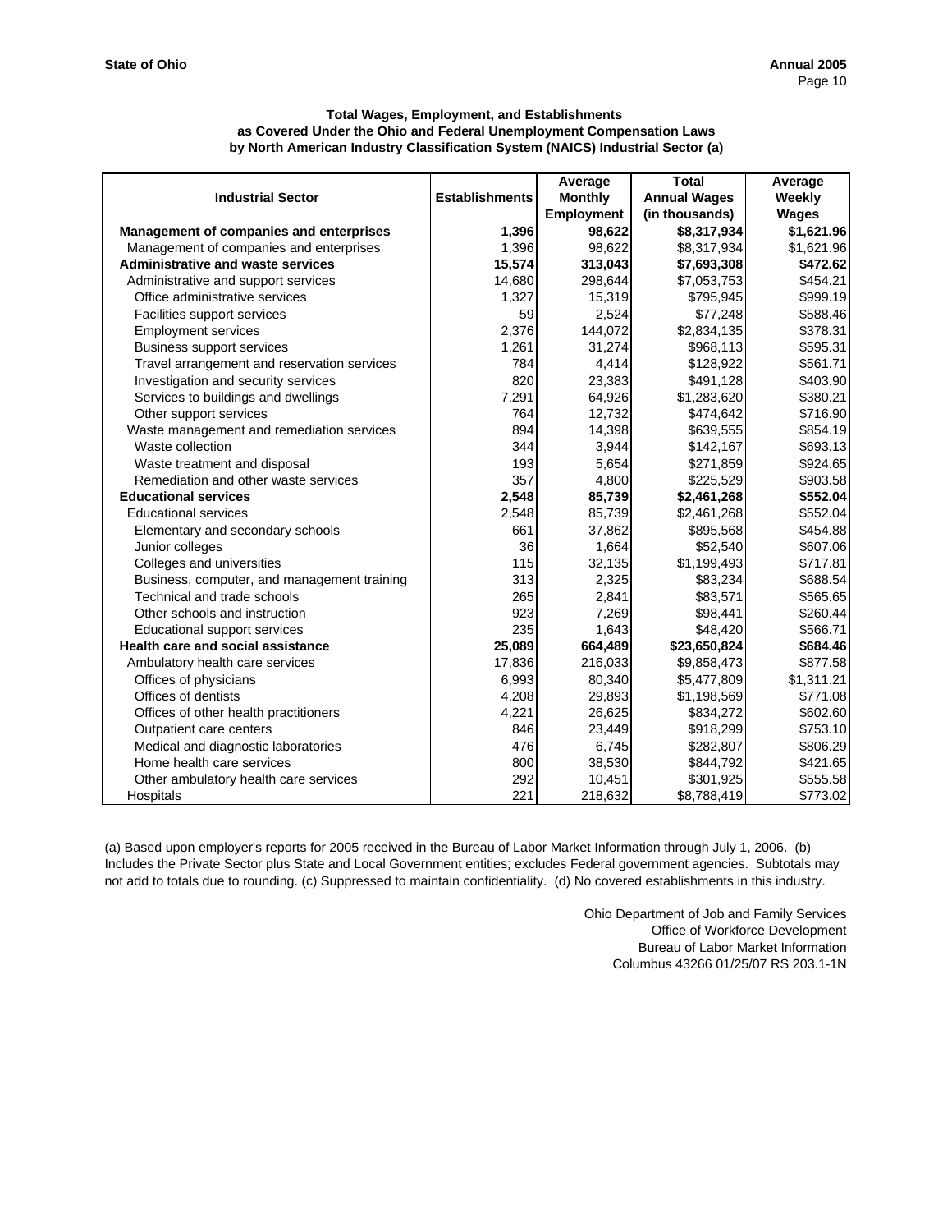**State of Ohio** **Annual 2005**

### Total Wages, Employment, and Establishments as Covered Under the Ohio and Federal Unemployment Compensation Laws by North American Industry Classification System (NAICS) Industrial Sector (a)

| Industrial Sector | Establishments | Average Monthly Employment | Total Annual Wages (in thousands) | Average Weekly Wages |
|---|---|---|---|---|
| **Management of companies and enterprises** | **1,396** | **98,622** | **$8,317,934** | **$1,621.96** |
| Management of companies and enterprises | 1,396 | 98,622 | $8,317,934 | $1,621.96 |
| **Administrative and waste services** | **15,574** | **313,043** | **$7,693,308** | **$472.62** |
| Administrative and support services | 14,680 | 298,644 | $7,053,753 | $454.21 |
| Office administrative services | 1,327 | 15,319 | $795,945 | $999.19 |
| Facilities support services | 59 | 2,524 | $77,248 | $588.46 |
| Employment services | 2,376 | 144,072 | $2,834,135 | $378.31 |
| Business support services | 1,261 | 31,274 | $968,113 | $595.31 |
| Travel arrangement and reservation services | 784 | 4,414 | $128,922 | $561.71 |
| Investigation and security services | 820 | 23,383 | $491,128 | $403.90 |
| Services to buildings and dwellings | 7,291 | 64,926 | $1,283,620 | $380.21 |
| Other support services | 764 | 12,732 | $474,642 | $716.90 |
| Waste management and remediation services | 894 | 14,398 | $639,555 | $854.19 |
| Waste collection | 344 | 3,944 | $142,167 | $693.13 |
| Waste treatment and disposal | 193 | 5,654 | $271,859 | $924.65 |
| Remediation and other waste services | 357 | 4,800 | $225,529 | $903.58 |
| **Educational services** | **2,548** | **85,739** | **$2,461,268** | **$552.04** |
| Educational services | 2,548 | 85,739 | $2,461,268 | $552.04 |
| Elementary and secondary schools | 661 | 37,862 | $895,568 | $454.88 |
| Junior colleges | 36 | 1,664 | $52,540 | $607.06 |
| Colleges and universities | 115 | 32,135 | $1,199,493 | $717.81 |
| Business, computer, and management training | 313 | 2,325 | $83,234 | $688.54 |
| Technical and trade schools | 265 | 2,841 | $83,571 | $565.65 |
| Other schools and instruction | 923 | 7,269 | $98,441 | $260.44 |
| Educational support services | 235 | 1,643 | $48,420 | $566.71 |
| **Health care and social assistance** | **25,089** | **664,489** | **$23,650,824** | **$684.46** |
| Ambulatory health care services | 17,836 | 216,033 | $9,858,473 | $877.58 |
| Offices of physicians | 6,993 | 80,340 | $5,477,809 | $1,311.21 |
| Offices of dentists | 4,208 | 29,893 | $1,198,569 | $771.08 |
| Offices of other health practitioners | 4,221 | 26,625 | $834,272 | $602.60 |
| Outpatient care centers | 846 | 23,449 | $918,299 | $753.10 |
| Medical and diagnostic laboratories | 476 | 6,745 | $282,807 | $806.29 |
| Home health care services | 800 | 38,530 | $844,792 | $421.65 |
| Other ambulatory health care services | 292 | 10,451 | $301,925 | $555.58 |
| Hospitals | 221 | 218,632 | $8,788,419 | $773.02 |

(a) Based upon employer's reports for 2005 received in the Bureau of Labor Market Information through July 1, 2006. (b) Includes the Private Sector plus State and Local Government entities; excludes Federal government agencies. Subtotals may not add to totals due to rounding. (c) Suppressed to maintain confidentiality. (d) No covered establishments in this industry.

Ohio Department of Job and Family Services
Office of Workforce Development
Bureau of Labor Market Information
Columbus 43266 01/25/07 RS 203.1-1N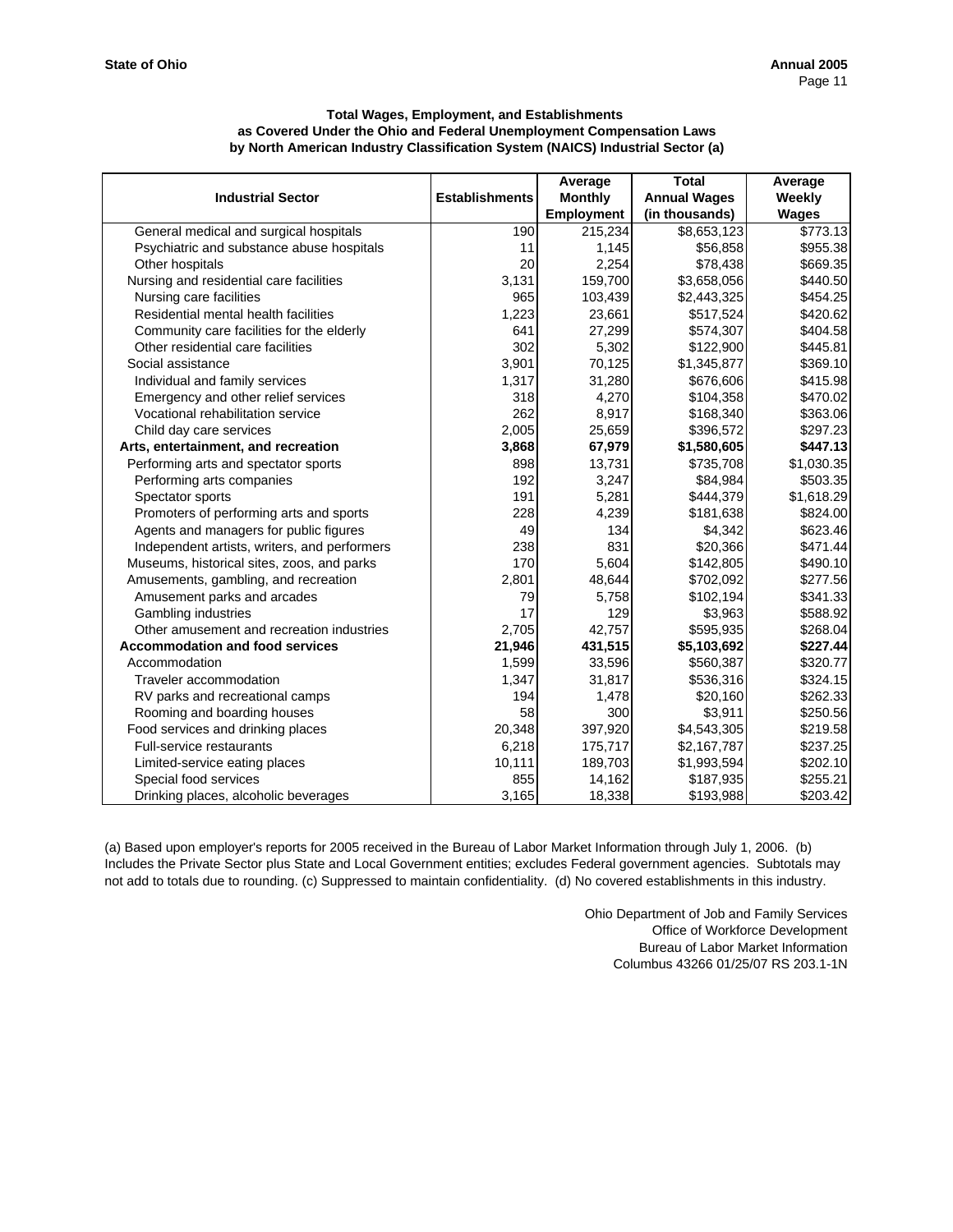**Total Wages, Employment, and Establishments**
**as Covered Under the Ohio and Federal Unemployment Compensation Laws**
**by North American Industry Classification System (NAICS) Industrial Sector (a)**

| Industrial Sector | Establishments | Average Monthly Employment | Total Annual Wages (in thousands) | Average Weekly Wages |
|---|---|---|---|---|
| General medical and surgical hospitals | 190 | 215,234 | $8,653,123 | $773.13 |
| Psychiatric and substance abuse hospitals | 11 | 1,145 | $56,858 | $955.38 |
| Other hospitals | 20 | 2,254 | $78,438 | $669.35 |
| Nursing and residential care facilities | 3,131 | 159,700 | $3,658,056 | $440.50 |
| Nursing care facilities | 965 | 103,439 | $2,443,325 | $454.25 |
| Residential mental health facilities | 1,223 | 23,661 | $517,524 | $420.62 |
| Community care facilities for the elderly | 641 | 27,299 | $574,307 | $404.58 |
| Other residential care facilities | 302 | 5,302 | $122,900 | $445.81 |
| Social assistance | 3,901 | 70,125 | $1,345,877 | $369.10 |
| Individual and family services | 1,317 | 31,280 | $676,606 | $415.98 |
| Emergency and other relief services | 318 | 4,270 | $104,358 | $470.02 |
| Vocational rehabilitation service | 262 | 8,917 | $168,340 | $363.06 |
| Child day care services | 2,005 | 25,659 | $396,572 | $297.23 |
| **Arts, entertainment, and recreation** | **3,868** | **67,979** | **$1,580,605** | **$447.13** |
| Performing arts and spectator sports | 898 | 13,731 | $735,708 | $1,030.35 |
| Performing arts companies | 192 | 3,247 | $84,984 | $503.35 |
| Spectator sports | 191 | 5,281 | $444,379 | $1,618.29 |
| Promoters of performing arts and sports | 228 | 4,239 | $181,638 | $824.00 |
| Agents and managers for public figures | 49 | 134 | $4,342 | $623.46 |
| Independent artists, writers, and performers | 238 | 831 | $20,366 | $471.44 |
| Museums, historical sites, zoos, and parks | 170 | 5,604 | $142,805 | $490.10 |
| Amusements, gambling, and recreation | 2,801 | 48,644 | $702,092 | $277.56 |
| Amusement parks and arcades | 79 | 5,758 | $102,194 | $341.33 |
| Gambling industries | 17 | 129 | $3,963 | $588.92 |
| Other amusement and recreation industries | 2,705 | 42,757 | $595,935 | $268.04 |
| **Accommodation and food services** | **21,946** | **431,515** | **$5,103,692** | **$227.44** |
| Accommodation | 1,599 | 33,596 | $560,387 | $320.77 |
| Traveler accommodation | 1,347 | 31,817 | $536,316 | $324.15 |
| RV parks and recreational camps | 194 | 1,478 | $20,160 | $262.33 |
| Rooming and boarding houses | 58 | 300 | $3,911 | $250.56 |
| Food services and drinking places | 20,348 | 397,920 | $4,543,305 | $219.58 |
| Full-service restaurants | 6,218 | 175,717 | $2,167,787 | $237.25 |
| Limited-service eating places | 10,111 | 189,703 | $1,993,594 | $202.10 |
| Special food services | 855 | 14,162 | $187,935 | $255.21 |
| Drinking places, alcoholic beverages | 3,165 | 18,338 | $193,988 | $203.42 |

(a) Based upon employer's reports for 2005 received in the Bureau of Labor Market Information through July 1, 2006. (b) Includes the Private Sector plus State and Local Government entities; excludes Federal government agencies. Subtotals may not add to totals due to rounding. (c) Suppressed to maintain confidentiality. (d) No covered establishments in this industry.

Ohio Department of Job and Family Services
Office of Workforce Development
Bureau of Labor Market Information
Columbus 43266 01/25/07 RS 203.1-1N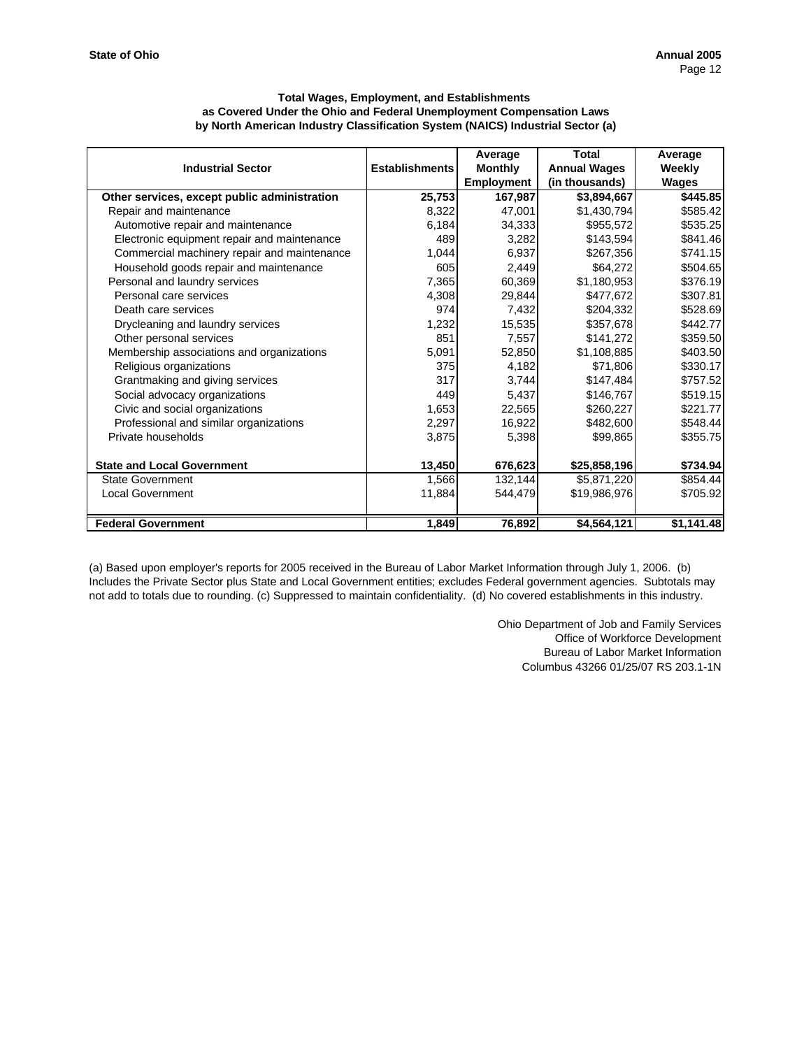**Total Wages, Employment, and Establishments**
**as Covered Under the Ohio and Federal Unemployment Compensation Laws**
**by North American Industry Classification System (NAICS) Industrial Sector (a)**

| Industrial Sector | Establishments | Average Monthly Employment | Total Annual Wages (in thousands) | Average Weekly Wages |
|---|---|---|---|---|
| **Other services, except public administration** | **25,753** | **167,987** | **$3,894,667** | **$445.85** |
| Repair and maintenance | 8,322 | 47,001 | $1,430,794 | $585.42 |
| Automotive repair and maintenance | 6,184 | 34,333 | $955,572 | $535.25 |
| Electronic equipment repair and maintenance | 489 | 3,282 | $143,594 | $841.46 |
| Commercial machinery repair and maintenance | 1,044 | 6,937 | $267,356 | $741.15 |
| Household goods repair and maintenance | 605 | 2,449 | $64,272 | $504.65 |
| Personal and laundry services | 7,365 | 60,369 | $1,180,953 | $376.19 |
| Personal care services | 4,308 | 29,844 | $477,672 | $307.81 |
| Death care services | 974 | 7,432 | $204,332 | $528.69 |
| Drycleaning and laundry services | 1,232 | 15,535 | $357,678 | $442.77 |
| Other personal services | 851 | 7,557 | $141,272 | $359.50 |
| Membership associations and organizations | 5,091 | 52,850 | $1,108,885 | $403.50 |
| Religious organizations | 375 | 4,182 | $71,806 | $330.17 |
| Grantmaking and giving services | 317 | 3,744 | $147,484 | $757.52 |
| Social advocacy organizations | 449 | 5,437 | $146,767 | $519.15 |
| Civic and social organizations | 1,653 | 22,565 | $260,227 | $221.77 |
| Professional and similar organizations | 2,297 | 16,922 | $482,600 | $548.44 |
| Private households | 3,875 | 5,398 | $99,865 | $355.75 |
| **State and Local Government** | **13,450** | **676,623** | **$25,858,196** | **$734.94** |
| State Government | 1,566 | 132,144 | $5,871,220 | $854.44 |
| Local Government | 11,884 | 544,479 | $19,986,976 | $705.92 |
| **Federal Government** | **1,849** | **76,892** | **$4,564,121** | **$1,141.48** |

(a) Based upon employer's reports for 2005 received in the Bureau of Labor Market Information through July 1, 2006. (b) Includes the Private Sector plus State and Local Government entities; excludes Federal government agencies. Subtotals may not add to totals due to rounding. (c) Suppressed to maintain confidentiality. (d) No covered establishments in this industry.

Ohio Department of Job and Family Services
Office of Workforce Development
Bureau of Labor Market Information
Columbus 43266 01/25/07 RS 203.1-1N